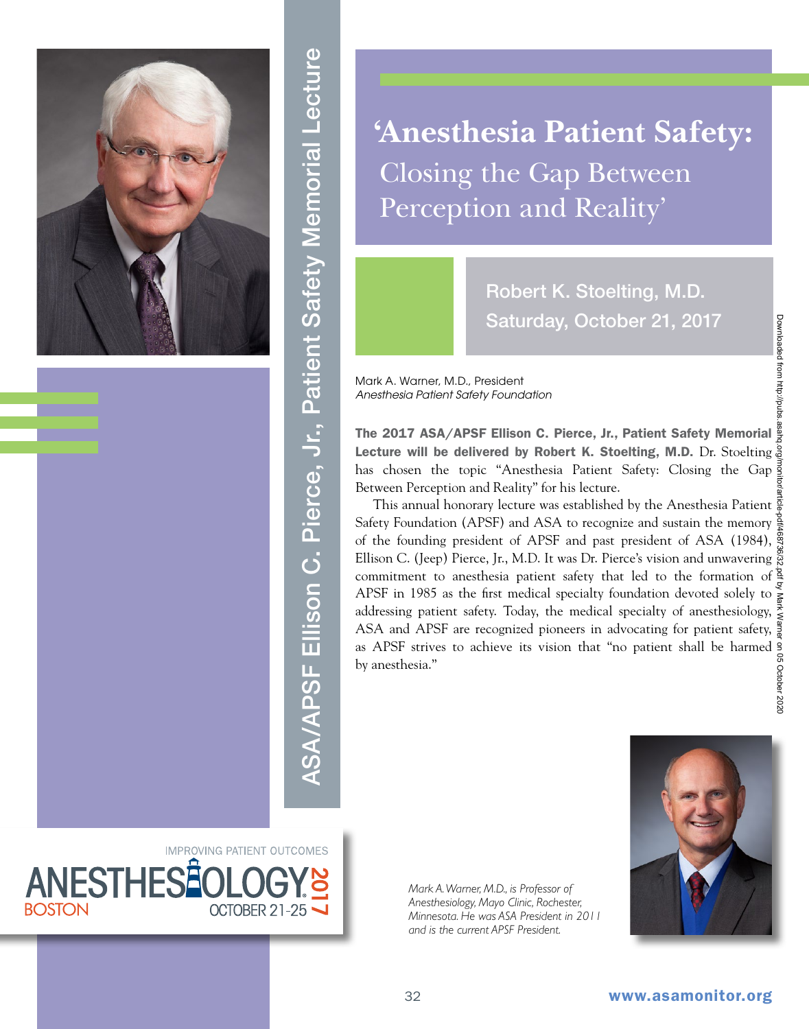ASA/APSF Ellison C. Pierce, Jr., Patient Safety Memorial Lecture

# 'Anesthesia Patient Safety: Closing the Gap Between Perception and Reality'

**Robert K. Stoelting, M.D.**
**Saturday, October 21, 2017**

Mark A. Warner, M.D., President
*Anesthesia Patient Safety Foundation*

**The 2017 ASA/APSF Ellison C. Pierce, Jr., Patient Safety Memorial Lecture will be delivered by Robert K. Stoelting, M.D.** Dr. Stoelting has chosen the topic "Anesthesia Patient Safety: Closing the Gap Between Perception and Reality" for his lecture.

This annual honorary lecture was established by the Anesthesia Patient Safety Foundation (APSF) and ASA to recognize and sustain the memory of the founding president of APSF and past president of ASA (1984), Ellison C. (Jeep) Pierce, Jr., M.D. It was Dr. Pierce's vision and unwavering commitment to anesthesia patient safety that led to the formation of APSF in 1985 as the first medical specialty foundation devoted solely to addressing patient safety. Today, the medical specialty of anesthesiology, ASA and APSF are recognized pioneers in advocating for patient safety, as APSF strives to achieve its vision that "no patient shall be harmed by anesthesia."

IMPROVING PATIENT OUTCOMES
ANESTHESIOLOGY 2017
BOSTON OCTOBER 21-25

*Mark A. Warner, M.D., is Professor of Anesthesiology, Mayo Clinic, Rochester, Minnesota. He was ASA President in 2011 and is the current APSF President.*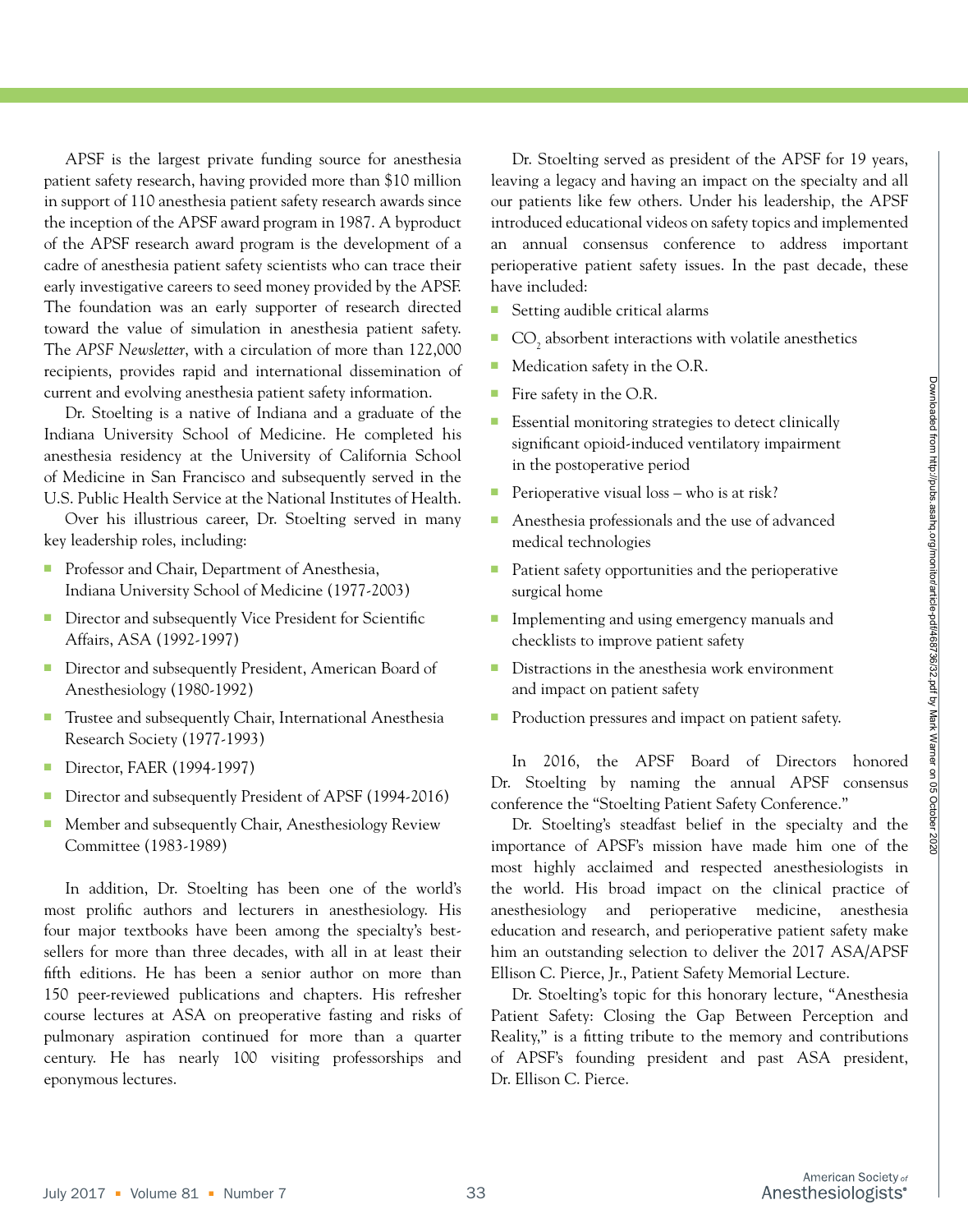APSF is the largest private funding source for anesthesia patient safety research, having provided more than $10 million in support of 110 anesthesia patient safety research awards since the inception of the APSF award program in 1987. A byproduct of the APSF research award program is the development of a cadre of anesthesia patient safety scientists who can trace their early investigative careers to seed money provided by the APSF. The foundation was an early supporter of research directed toward the value of simulation in anesthesia patient safety. The *APSF Newsletter*, with a circulation of more than 122,000 recipients, provides rapid and international dissemination of current and evolving anesthesia patient safety information.

Dr. Stoelting is a native of Indiana and a graduate of the Indiana University School of Medicine. He completed his anesthesia residency at the University of California School of Medicine in San Francisco and subsequently served in the U.S. Public Health Service at the National Institutes of Health.

Over his illustrious career, Dr. Stoelting served in many key leadership roles, including:

- Professor and Chair, Department of Anesthesia, Indiana University School of Medicine (1977-2003)
- Director and subsequently Vice President for Scientific Affairs, ASA (1992-1997)
- Director and subsequently President, American Board of Anesthesiology (1980-1992)
- Trustee and subsequently Chair, International Anesthesia Research Society (1977-1993)
- Director, FAER (1994-1997)
- Director and subsequently President of APSF (1994-2016)
- Member and subsequently Chair, Anesthesiology Review Committee (1983-1989)

In addition, Dr. Stoelting has been one of the world's most prolific authors and lecturers in anesthesiology. His four major textbooks have been among the specialty's best-sellers for more than three decades, with all in at least their fifth editions. He has been a senior author on more than 150 peer-reviewed publications and chapters. His refresher course lectures at ASA on preoperative fasting and risks of pulmonary aspiration continued for more than a quarter century. He has nearly 100 visiting professorships and eponymous lectures.

Dr. Stoelting served as president of the APSF for 19 years, leaving a legacy and having an impact on the specialty and all our patients like few others. Under his leadership, the APSF introduced educational videos on safety topics and implemented an annual consensus conference to address important perioperative patient safety issues. In the past decade, these have included:

- Setting audible critical alarms
- $CO_2$ absorbent interactions with volatile anesthetics
- Medication safety in the O.R.
- Fire safety in the O.R.
- Essential monitoring strategies to detect clinically significant opioid-induced ventilatory impairment in the postoperative period
- Perioperative visual loss – who is at risk?
- Anesthesia professionals and the use of advanced medical technologies
- Patient safety opportunities and the perioperative surgical home
- Implementing and using emergency manuals and checklists to improve patient safety
- Distractions in the anesthesia work environment and impact on patient safety
- Production pressures and impact on patient safety.

In 2016, the APSF Board of Directors honored Dr. Stoelting by naming the annual APSF consensus conference the "Stoelting Patient Safety Conference."

Dr. Stoelting's steadfast belief in the specialty and the importance of APSF's mission have made him one of the most highly acclaimed and respected anesthesiologists in the world. His broad impact on the clinical practice of anesthesiology and perioperative medicine, anesthesia education and research, and perioperative patient safety make him an outstanding selection to deliver the 2017 ASA/APSF Ellison C. Pierce, Jr., Patient Safety Memorial Lecture.

Dr. Stoelting's topic for this honorary lecture, "Anesthesia Patient Safety: Closing the Gap Between Perception and Reality," is a fitting tribute to the memory and contributions of APSF's founding president and past ASA president, Dr. Ellison C. Pierce.